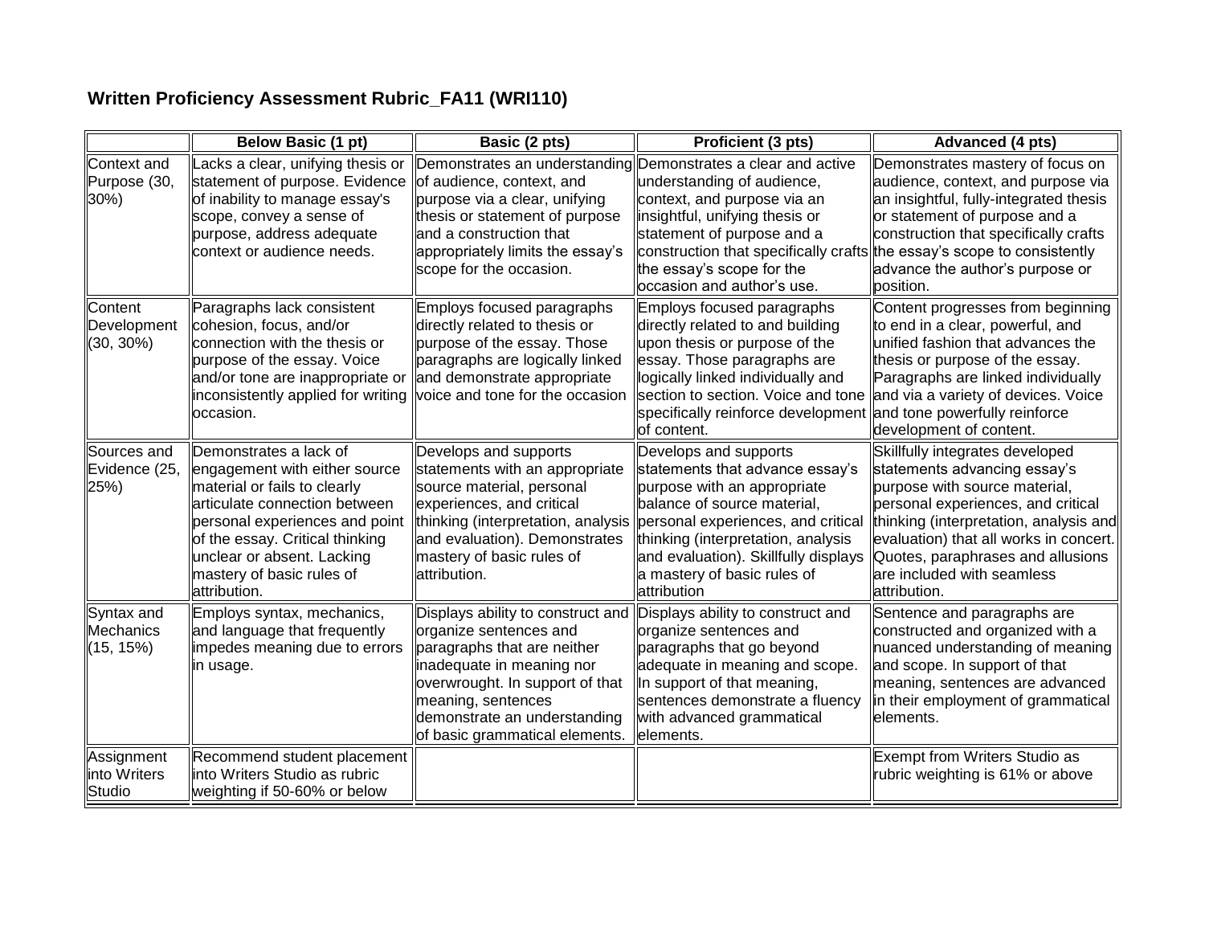## Written Proficiency Assessment Rubric_FA11 (WRI110)

| | Below Basic (1 pt) | Basic (2 pts) | Proficient (3 pts) | Advanced (4 pts) |
|---|---|---|---|---|
| Context and Purpose (30, 30%) | Lacks a clear, unifying thesis or statement of purpose. Evidence of inability to manage essay's scope, convey a sense of purpose, address adequate context or audience needs. | Demonstrates an understanding of audience, context, and purpose via a clear, unifying thesis or statement of purpose and a construction that appropriately limits the essay's scope for the occasion. | Demonstrates a clear and active understanding of audience, context, and purpose via an insightful, unifying thesis or statement of purpose and a construction that specifically crafts the essay's scope for the occasion and author's use. | Demonstrates mastery of focus on audience, context, and purpose via an insightful, fully-integrated thesis or statement of purpose and a construction that specifically crafts the essay's scope to consistently advance the author's purpose or position. |
| Content Development (30, 30%) | Paragraphs lack consistent cohesion, focus, and/or connection with the thesis or purpose of the essay. Voice and/or tone are inappropriate or inconsistently applied for writing occasion. | Employs focused paragraphs directly related to thesis or purpose of the essay. Those paragraphs are logically linked and demonstrate appropriate voice and tone for the occasion | Employs focused paragraphs directly related to and building upon thesis or purpose of the essay. Those paragraphs are logically linked individually and section to section. Voice and tone specifically reinforce development of content. | Content progresses from beginning to end in a clear, powerful, and unified fashion that advances the thesis or purpose of the essay. Paragraphs are linked individually and via a variety of devices. Voice and tone powerfully reinforce development of content. |
| Sources and Evidence (25, 25%) | Demonstrates a lack of engagement with either source material or fails to clearly articulate connection between personal experiences and point of the essay. Critical thinking unclear or absent. Lacking mastery of basic rules of attribution. | Develops and supports statements with an appropriate source material, personal experiences, and critical thinking (interpretation, analysis and evaluation). Demonstrates mastery of basic rules of attribution. | Develops and supports statements that advance essay's purpose with an appropriate balance of source material, personal experiences, and critical thinking (interpretation, analysis and evaluation). Skillfully displays a mastery of basic rules of attribution | Skillfully integrates developed statements advancing essay's purpose with source material, personal experiences, and critical thinking (interpretation, analysis and evaluation) that all works in concert. Quotes, paraphrases and allusions are included with seamless attribution. |
| Syntax and Mechanics (15, 15%) | Employs syntax, mechanics, and language that frequently impedes meaning due to errors in usage. | Displays ability to construct and organize sentences and paragraphs that are neither inadequate in meaning nor overwrought. In support of that meaning, sentences demonstrate an understanding of basic grammatical elements. | Displays ability to construct and organize sentences and paragraphs that go beyond adequate in meaning and scope. In support of that meaning, sentences demonstrate a fluency with advanced grammatical elements. | Sentence and paragraphs are constructed and organized with a nuanced understanding of meaning and scope. In support of that meaning, sentences are advanced in their employment of grammatical elements. |
| Assignment into Writers Studio | Recommend student placement into Writers Studio as rubric weighting if 50-60% or below | | | Exempt from Writers Studio as rubric weighting is 61% or above |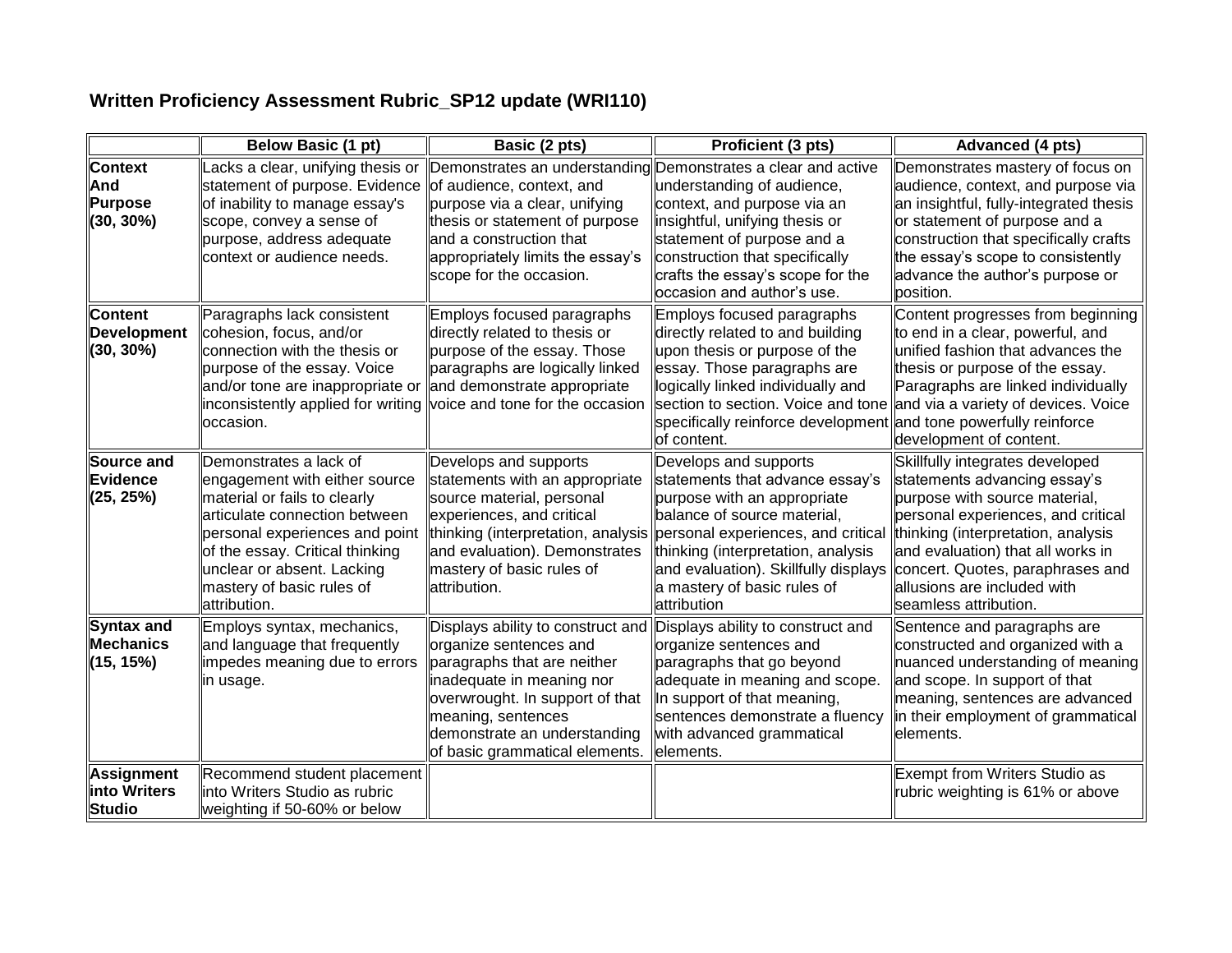**Written Proficiency Assessment Rubric_SP12 update (WRI110)**

| | Below Basic (1 pt) | Basic (2 pts) | Proficient (3 pts) | Advanced (4 pts) |
|---|---|---|---|---|
| **Context And Purpose (30, 30%)** | Lacks a clear, unifying thesis or statement of purpose. Evidence of inability to manage essay's scope, convey a sense of purpose, address adequate context or audience needs. | Demonstrates an understanding of audience, context, and purpose via a clear, unifying thesis or statement of purpose and a construction that appropriately limits the essay's scope for the occasion. | Demonstrates a clear and active understanding of audience, context, and purpose via an insightful, unifying thesis or statement of purpose and a construction that specifically crafts the essay's scope for the occasion and author's use. | Demonstrates mastery of focus on audience, context, and purpose via an insightful, fully-integrated thesis or statement of purpose and a construction that specifically crafts the essay's scope to consistently advance the author's purpose or position. |
| **Content Development (30, 30%)** | Paragraphs lack consistent cohesion, focus, and/or connection with the thesis or purpose of the essay. Voice and/or tone are inappropriate or inconsistently applied for writing occasion. | Employs focused paragraphs directly related to thesis or purpose of the essay. Those paragraphs are logically linked and demonstrate appropriate voice and tone for the occasion | Employs focused paragraphs directly related to and building upon thesis or purpose of the essay. Those paragraphs are logically linked individually and section to section. Voice and tone specifically reinforce development of content. | Content progresses from beginning to end in a clear, powerful, and unified fashion that advances the thesis or purpose of the essay. Paragraphs are linked individually and via a variety of devices. Voice and tone powerfully reinforce development of content. |
| **Source and Evidence (25, 25%)** | Demonstrates a lack of engagement with either source material or fails to clearly articulate connection between personal experiences and point of the essay. Critical thinking unclear or absent. Lacking mastery of basic rules of attribution. | Develops and supports statements with an appropriate source material, personal experiences, and critical thinking (interpretation, analysis and evaluation). Demonstrates mastery of basic rules of attribution. | Develops and supports statements that advance essay's purpose with an appropriate balance of source material, personal experiences, and critical thinking (interpretation, analysis and evaluation). Skillfully displays a mastery of basic rules of attribution | Skillfully integrates developed statements advancing essay's purpose with source material, personal experiences, and critical thinking (interpretation, analysis and evaluation) that all works in concert. Quotes, paraphrases and allusions are included with seamless attribution. |
| **Syntax and Mechanics (15, 15%)** | Employs syntax, mechanics, and language that frequently impedes meaning due to errors in usage. | Displays ability to construct and organize sentences and paragraphs that are neither inadequate in meaning nor overwrought. In support of that meaning, sentences demonstrate an understanding of basic grammatical elements. | Displays ability to construct and organize sentences and paragraphs that go beyond adequate in meaning and scope. In support of that meaning, sentences demonstrate a fluency with advanced grammatical elements. | Sentence and paragraphs are constructed and organized with a nuanced understanding of meaning and scope. In support of that meaning, sentences are advanced in their employment of grammatical elements. |
| **Assignment into Writers Studio** | Recommend student placement into Writers Studio as rubric weighting if 50-60% or below | | | Exempt from Writers Studio as rubric weighting is 61% or above |